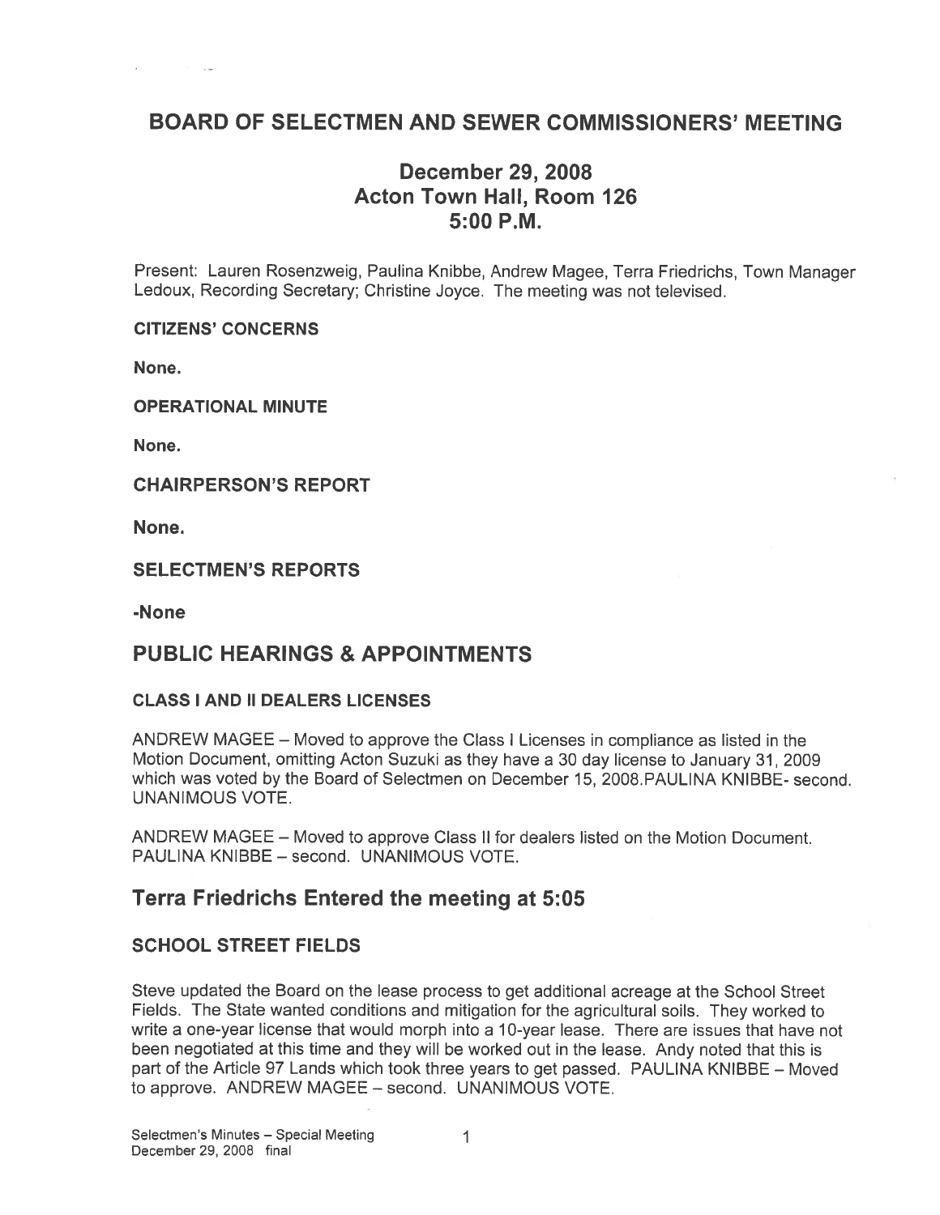# BOARD OF SELECTMEN AND SEWER COMMISSIONERS' MEETING

## December 29, 2008
## Acton Town Hall, Room 126
## 5:00 P.M.

Present: Lauren Rosenzweig, Paulina Knibbe, Andrew Magee, Terra Friedrichs, Town Manager Ledoux, Recording Secretary; Christine Joyce. The meeting was not televised.

**CITIZENS' CONCERNS**

**None.**

**OPERATIONAL MINUTE**

**None.**

**CHAIRPERSON'S REPORT**

**None.**

**SELECTMEN'S REPORTS**

**-None**

## PUBLIC HEARINGS & APPOINTMENTS

**CLASS I AND II DEALERS LICENSES**

ANDREW MAGEE – Moved to approve the Class I Licenses in compliance as listed in the Motion Document, omitting Acton Suzuki as they have a 30 day license to January 31, 2009 which was voted by the Board of Selectmen on December 15, 2008.PAULINA KNIBBE- second. UNANIMOUS VOTE.

ANDREW MAGEE – Moved to approve Class II for dealers listed on the Motion Document. PAULINA KNIBBE – second. UNANIMOUS VOTE.

## Terra Friedrichs Entered the meeting at 5:05

**SCHOOL STREET FIELDS**

Steve updated the Board on the lease process to get additional acreage at the School Street Fields. The State wanted conditions and mitigation for the agricultural soils. They worked to write a one-year license that would morph into a 10-year lease. There are issues that have not been negotiated at this time and they will be worked out in the lease. Andy noted that this is part of the Article 97 Lands which took three years to get passed. PAULINA KNIBBE – Moved to approve. ANDREW MAGEE – second. UNANIMOUS VOTE.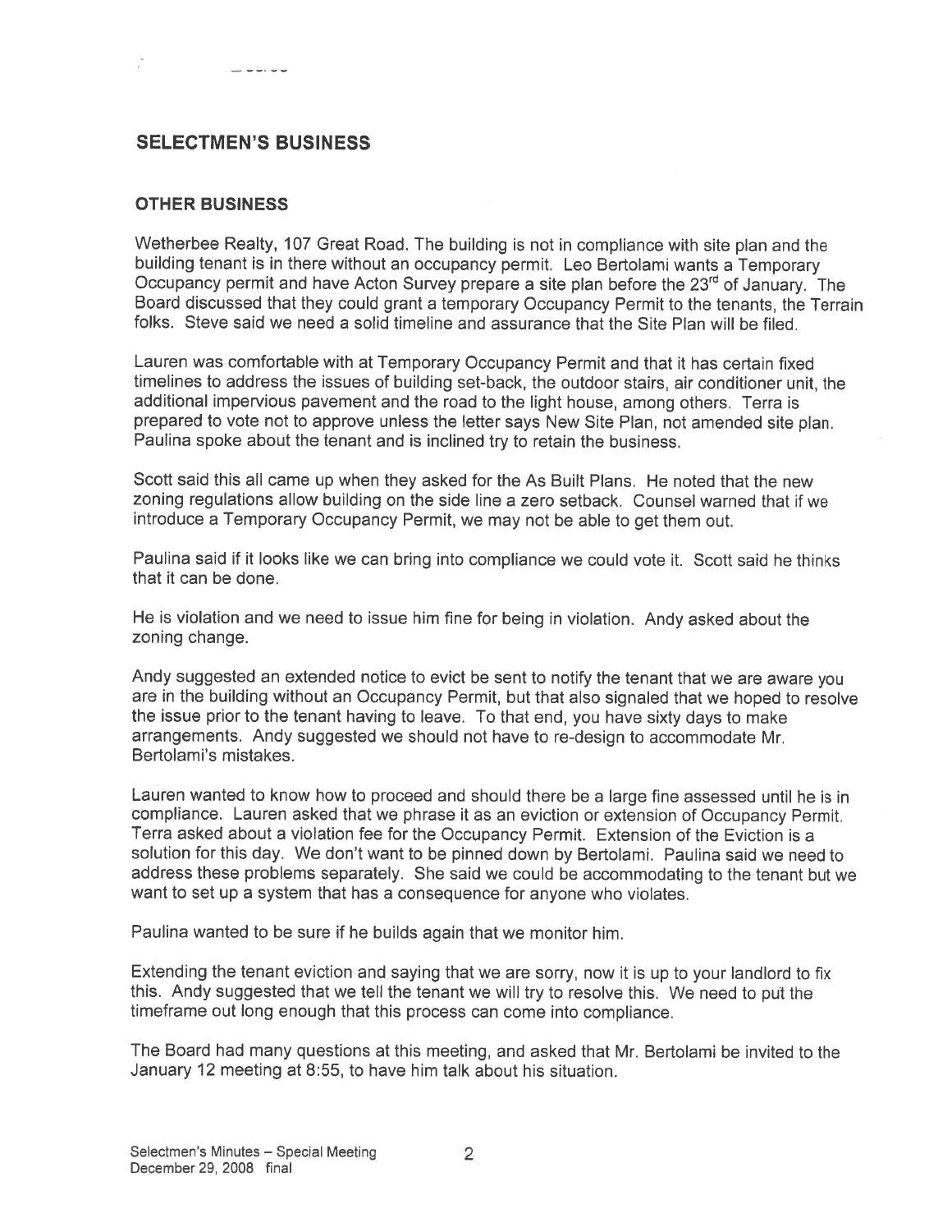## SELECTMEN'S BUSINESS

### OTHER BUSINESS

Wetherbee Realty, 107 Great Road. The building is not in compliance with site plan and the building tenant is in there without an occupancy permit. Leo Bertolami wants a Temporary Occupancy permit and have Acton Survey prepare a site plan before the 23rd of January. The Board discussed that they could grant a temporary Occupancy Permit to the tenants, the Terrain folks. Steve said we need a solid timeline and assurance that the Site Plan will be filed.

Lauren was comfortable with at Temporary Occupancy Permit and that it has certain fixed timelines to address the issues of building set-back, the outdoor stairs, air conditioner unit, the additional impervious pavement and the road to the light house, among others. Terra is prepared to vote not to approve unless the letter says New Site Plan, not amended site plan. Paulina spoke about the tenant and is inclined try to retain the business.

Scott said this all came up when they asked for the As Built Plans. He noted that the new zoning regulations allow building on the side line a zero setback. Counsel warned that if we introduce a Temporary Occupancy Permit, we may not be able to get them out.

Paulina said if it looks like we can bring into compliance we could vote it. Scott said he thinks that it can be done.

He is violation and we need to issue him fine for being in violation. Andy asked about the zoning change.

Andy suggested an extended notice to evict be sent to notify the tenant that we are aware you are in the building without an Occupancy Permit, but that also signaled that we hoped to resolve the issue prior to the tenant having to leave. To that end, you have sixty days to make arrangements. Andy suggested we should not have to re-design to accommodate Mr. Bertolami's mistakes.

Lauren wanted to know how to proceed and should there be a large fine assessed until he is in compliance. Lauren asked that we phrase it as an eviction or extension of Occupancy Permit. Terra asked about a violation fee for the Occupancy Permit. Extension of the Eviction is a solution for this day. We don't want to be pinned down by Bertolami. Paulina said we need to address these problems separately. She said we could be accommodating to the tenant but we want to set up a system that has a consequence for anyone who violates.

Paulina wanted to be sure if he builds again that we monitor him.

Extending the tenant eviction and saying that we are sorry, now it is up to your landlord to fix this. Andy suggested that we tell the tenant we will try to resolve this. We need to put the timeframe out long enough that this process can come into compliance.

The Board had many questions at this meeting, and asked that Mr. Bertolami be invited to the January 12 meeting at 8:55, to have him talk about his situation.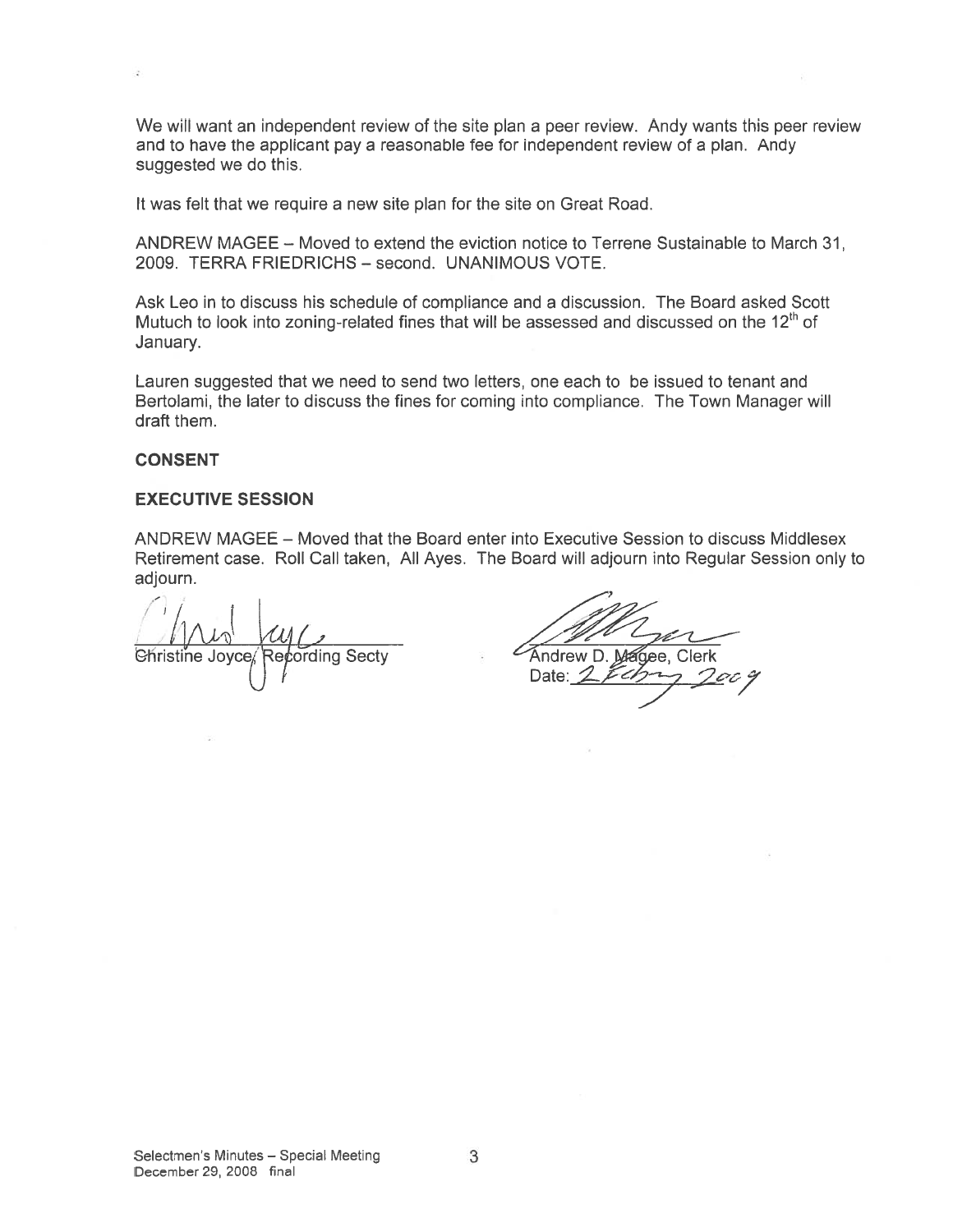We will want an independent review of the site plan a peer review. Andy wants this peer review and to have the applicant pay a reasonable fee for independent review of a plan. Andy suggested we do this.

It was felt that we require a new site plan for the site on Great Road.

ANDREW MAGEE – Moved to extend the eviction notice to Terrene Sustainable to March 31, 2009. TERRA FRIEDRICHS – second. UNANIMOUS VOTE.

Ask Leo in to discuss his schedule of compliance and a discussion. The Board asked Scott Mutuch to look into zoning-related fines that will be assessed and discussed on the 12th of January.

Lauren suggested that we need to send two letters, one each to be issued to tenant and Bertolami, the later to discuss the fines for coming into compliance. The Town Manager will draft them.

**CONSENT**

**EXECUTIVE SESSION**

ANDREW MAGEE – Moved that the Board enter into Executive Session to discuss Middlesex Retirement case. Roll Call taken, All Ayes. The Board will adjourn into Regular Session only to adjourn.

Christine Joyce, Recording Secty

Andrew D. Magee, Clerk
Date: 2 Feb 2009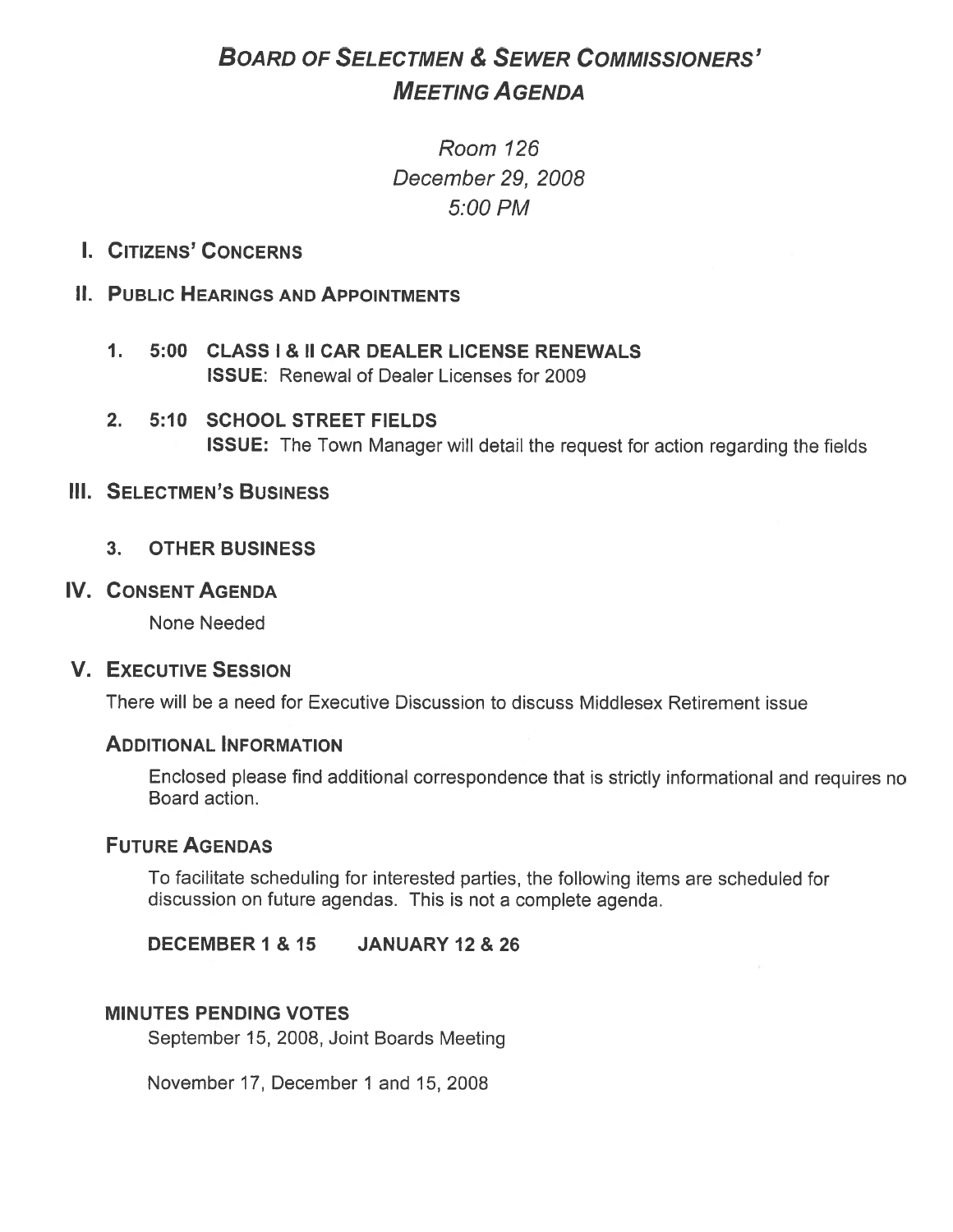# BOARD OF SELECTMEN & SEWER COMMISSIONERS' MEETING AGENDA

*Room 126*
*December 29, 2008*
*5:00 PM*

## I. CITIZENS' CONCERNS

## II. PUBLIC HEARINGS AND APPOINTMENTS

1. **5:00 CLASS I & II CAR DEALER LICENSE RENEWALS**
   **ISSUE:** Renewal of Dealer Licenses for 2009

2. **5:10 SCHOOL STREET FIELDS**
   **ISSUE:** The Town Manager will detail the request for action regarding the fields

## III. SELECTMEN'S BUSINESS

3. **OTHER BUSINESS**

## IV. CONSENT AGENDA

None Needed

## V. EXECUTIVE SESSION

There will be a need for Executive Discussion to discuss Middlesex Retirement issue

### ADDITIONAL INFORMATION

Enclosed please find additional correspondence that is strictly informational and requires no Board action.

### FUTURE AGENDAS

To facilitate scheduling for interested parties, the following items are scheduled for discussion on future agendas. This is not a complete agenda.

**DECEMBER 1 & 15 JANUARY 12 & 26**

### MINUTES PENDING VOTES

September 15, 2008, Joint Boards Meeting

November 17, December 1 and 15, 2008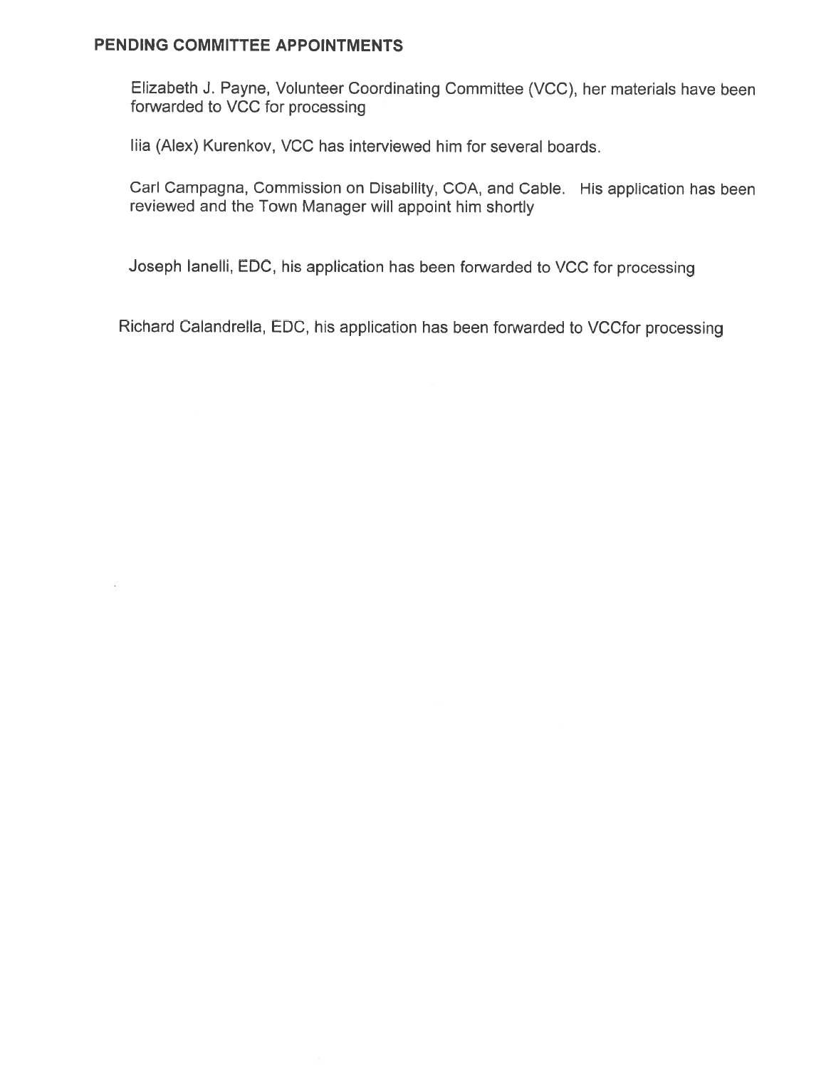## PENDING COMMITTEE APPOINTMENTS

Elizabeth J. Payne, Volunteer Coordinating Committee (VCC), her materials have been forwarded to VCC for processing

Iiia (Alex) Kurenkov, VCC has interviewed him for several boards.

Carl Campagna, Commission on Disability, COA, and Cable. His application has been reviewed and the Town Manager will appoint him shortly

Joseph Ianelli, EDC, his application has been forwarded to VCC for processing

Richard Calandrella, EDC, his application has been forwarded to VCCfor processing